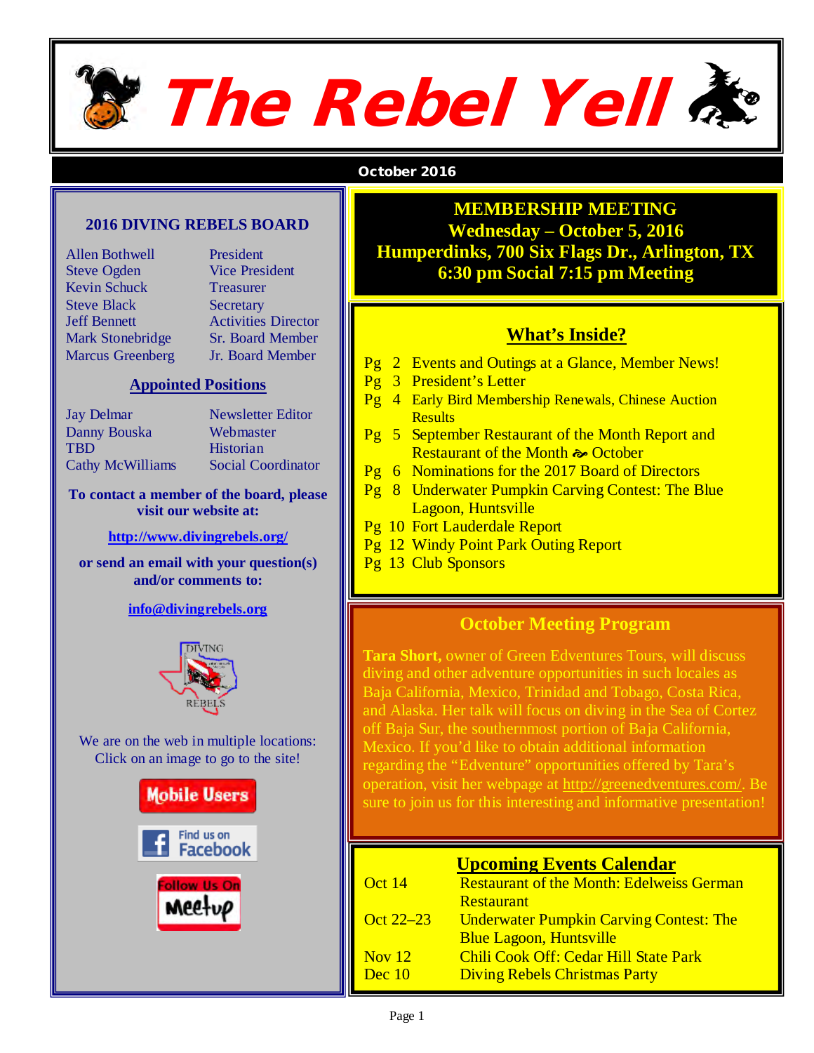# The Rebel Yell

**October 2016**

## 2016 DIVING REBELS BOARD

| | |
|---|---|
| Allen Bothwell | President |
| Steve Ogden | Vice President |
| Kevin Schuck | Treasurer |
| Steve Black | Secretary |
| Jeff Bennett | Activities Director |
| Mark Stonebridge | Sr. Board Member |
| Marcus Greenberg | Jr. Board Member |

### Appointed Positions

| | |
|---|---|
| Jay Delmar | Newsletter Editor |
| Danny Bouska | Webmaster |
| TBD | Historian |
| Cathy McWilliams | Social Coordinator |

**To contact a member of the board, please visit our website at:**

**http://www.divingrebels.org/**

**or send an email with your question(s) and/or comments to:**

**info@divingrebels.org**

We are on the web in multiple locations: Click on an image to go to the site!

Mobile Users

Find us on Facebook

Follow Us On Meetup

## MEMBERSHIP MEETING
**Wednesday – October 5, 2016**
**Humperdinks, 700 Six Flags Dr., Arlington, TX**
**6:30 pm Social 7:15 pm Meeting**

## What's Inside?

- Pg 2 Events and Outings at a Glance, Member News!
- Pg 3 President's Letter
- Pg 4 Early Bird Membership Renewals, Chinese Auction Results
- Pg 5 September Restaurant of the Month Report and Restaurant of the Month ~ October
- Pg 6 Nominations for the 2017 Board of Directors
- Pg 8 Underwater Pumpkin Carving Contest: The Blue Lagoon, Huntsville
- Pg 10 Fort Lauderdale Report
- Pg 12 Windy Point Park Outing Report
- Pg 13 Club Sponsors

## October Meeting Program

**Tara Short,** owner of Green Edventures Tours, will discuss diving and other adventure opportunities in such locales as Baja California, Mexico, Trinidad and Tobago, Costa Rica, and Alaska. Her talk will focus on diving in the Sea of Cortez off Baja Sur, the southernmost portion of Baja California, Mexico. If you'd like to obtain additional information regarding the "Edventure" opportunities offered by Tara's operation, visit her webpage at http://greenedventures.com/. Be sure to join us for this interesting and informative presentation!

## Upcoming Events Calendar

| | |
|---|---|
| Oct 14 | Restaurant of the Month: Edelweiss German Restaurant |
| Oct 22–23 | Underwater Pumpkin Carving Contest: The Blue Lagoon, Huntsville |
| Nov 12 | Chili Cook Off: Cedar Hill State Park |
| Dec 10 | Diving Rebels Christmas Party |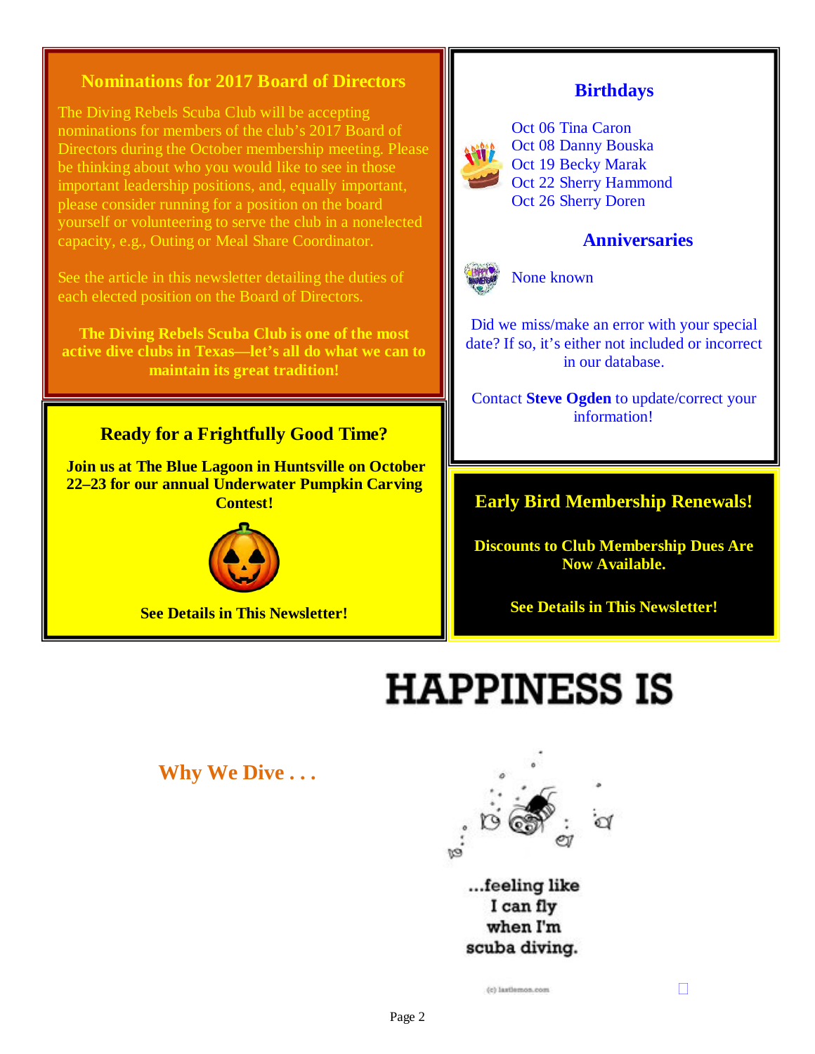## Nominations for 2017 Board of Directors

The Diving Rebels Scuba Club will be accepting nominations for members of the club's 2017 Board of Directors during the October membership meeting. Please be thinking about who you would like to see in those important leadership positions, and, equally important, please consider running for a position on the board yourself or volunteering to serve the club in a nonelected capacity, e.g., Outing or Meal Share Coordinator.

See the article in this newsletter detailing the duties of each elected position on the Board of Directors.

**The Diving Rebels Scuba Club is one of the most active dive clubs in Texas—let's all do what we can to maintain its great tradition!**

## Ready for a Frightfully Good Time?

**Join us at The Blue Lagoon in Huntsville on October 22–23 for our annual Underwater Pumpkin Carving Contest!**

**See Details in This Newsletter!**

## Birthdays

Oct 06 Tina Caron
Oct 08 Danny Bouska
Oct 19 Becky Marak
Oct 22 Sherry Hammond
Oct 26 Sherry Doren

## Anniversaries

None known

Did we miss/make an error with your special date? If so, it's either not included or incorrect in our database.

Contact **Steve Ogden** to update/correct your information!

## Early Bird Membership Renewals!

**Discounts to Club Membership Dues Are Now Available.**

**See Details in This Newsletter!**

# HAPPINESS IS

## Why We Dive . . .

...feeling like I can fly when I'm scuba diving.

(c) lastlemon.com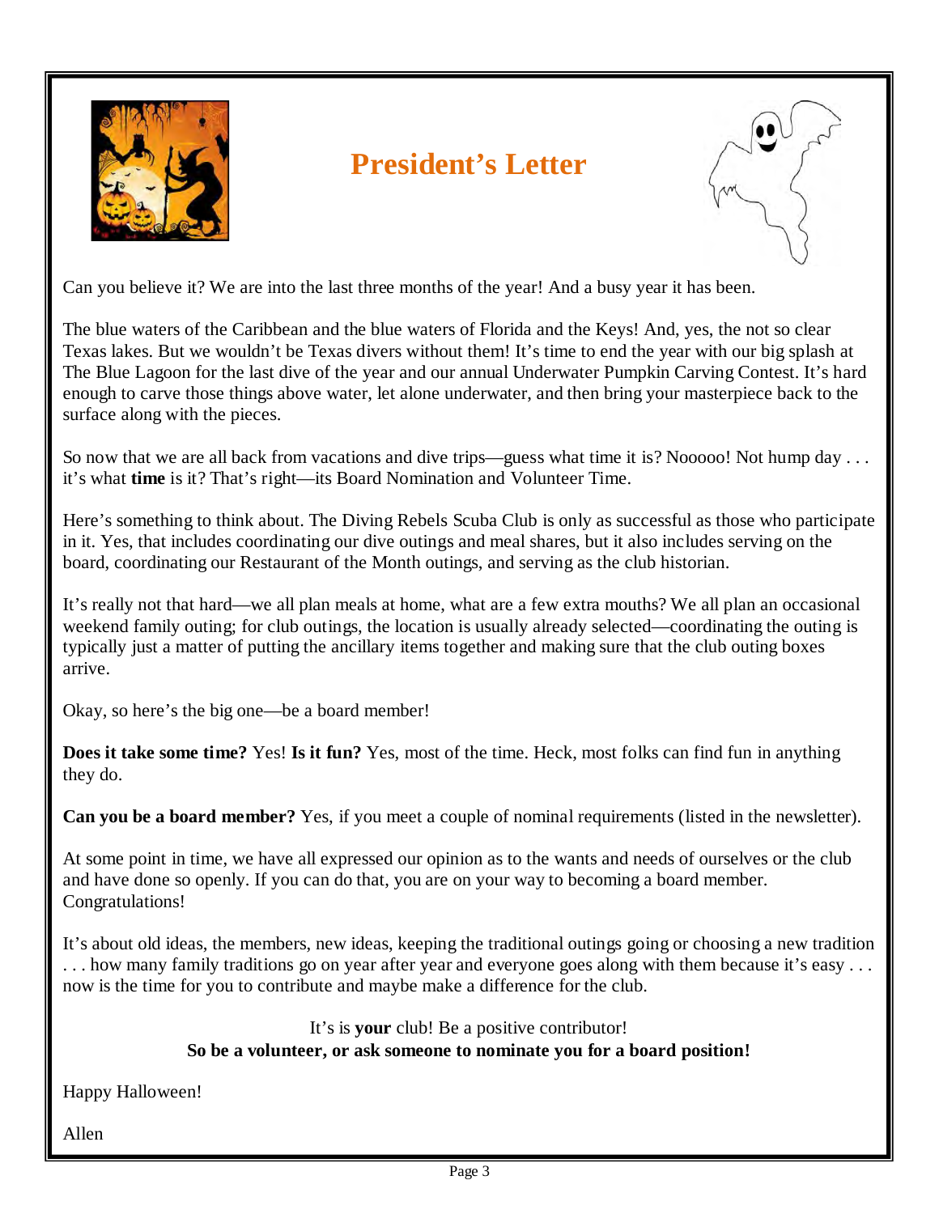# President's Letter

Can you believe it? We are into the last three months of the year! And a busy year it has been.

The blue waters of the Caribbean and the blue waters of Florida and the Keys! And, yes, the not so clear Texas lakes. But we wouldn't be Texas divers without them! It's time to end the year with our big splash at The Blue Lagoon for the last dive of the year and our annual Underwater Pumpkin Carving Contest. It's hard enough to carve those things above water, let alone underwater, and then bring your masterpiece back to the surface along with the pieces.

So now that we are all back from vacations and dive trips—guess what time it is? Nooooo! Not hump day . . . it's what **time** is it? That's right—its Board Nomination and Volunteer Time.

Here's something to think about. The Diving Rebels Scuba Club is only as successful as those who participate in it. Yes, that includes coordinating our dive outings and meal shares, but it also includes serving on the board, coordinating our Restaurant of the Month outings, and serving as the club historian.

It's really not that hard—we all plan meals at home, what are a few extra mouths? We all plan an occasional weekend family outing; for club outings, the location is usually already selected—coordinating the outing is typically just a matter of putting the ancillary items together and making sure that the club outing boxes arrive.

Okay, so here's the big one—be a board member!

**Does it take some time?** Yes! **Is it fun?** Yes, most of the time. Heck, most folks can find fun in anything they do.

**Can you be a board member?** Yes, if you meet a couple of nominal requirements (listed in the newsletter).

At some point in time, we have all expressed our opinion as to the wants and needs of ourselves or the club and have done so openly. If you can do that, you are on your way to becoming a board member. Congratulations!

It's about old ideas, the members, new ideas, keeping the traditional outings going or choosing a new tradition . . . how many family traditions go on year after year and everyone goes along with them because it's easy . . . now is the time for you to contribute and maybe make a difference for the club.

It's is **your** club! Be a positive contributor!
**So be a volunteer, or ask someone to nominate you for a board position!**

Happy Halloween!

Allen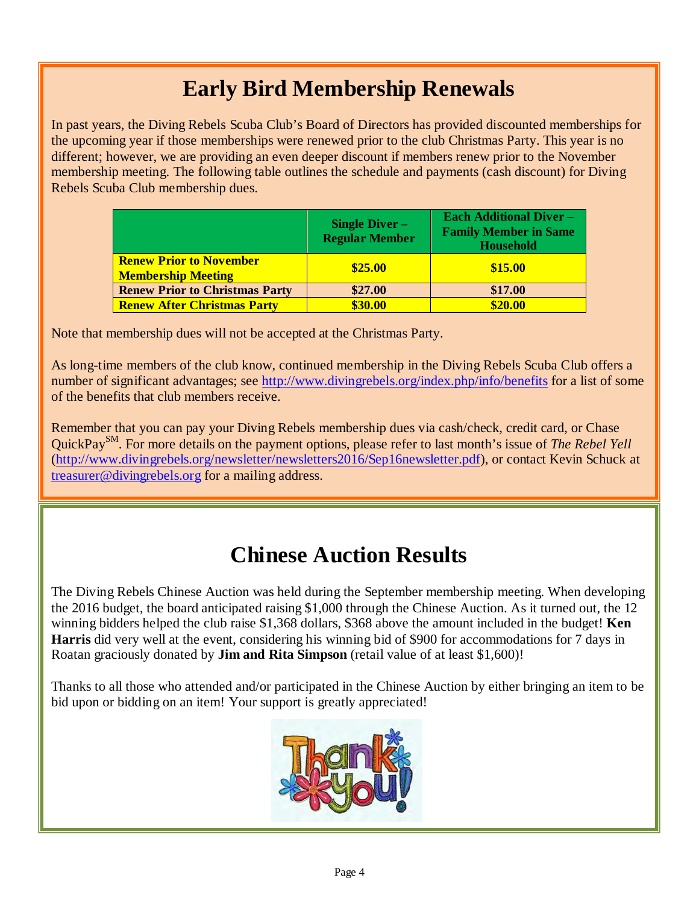# Early Bird Membership Renewals

In past years, the Diving Rebels Scuba Club's Board of Directors has provided discounted memberships for the upcoming year if those memberships were renewed prior to the club Christmas Party. This year is no different; however, we are providing an even deeper discount if members renew prior to the November membership meeting. The following table outlines the schedule and payments (cash discount) for Diving Rebels Scuba Club membership dues.

| | Single Diver – Regular Member | Each Additional Diver – Family Member in Same Household |
|---|---|---|
| **Renew Prior to November Membership Meeting** | **$25.00** | **$15.00** |
| **Renew Prior to Christmas Party** | **$27.00** | **$17.00** |
| **Renew After Christmas Party** | **$30.00** | **$20.00** |

Note that membership dues will not be accepted at the Christmas Party.

As long-time members of the club know, continued membership in the Diving Rebels Scuba Club offers a number of significant advantages; see http://www.divingrebels.org/index.php/info/benefits for a list of some of the benefits that club members receive.

Remember that you can pay your Diving Rebels membership dues via cash/check, credit card, or Chase QuickPay℠. For more details on the payment options, please refer to last month's issue of *The Rebel Yell* (http://www.divingrebels.org/newsletter/newsletters2016/Sep16newsletter.pdf), or contact Kevin Schuck at treasurer@divingrebels.org for a mailing address.

# Chinese Auction Results

The Diving Rebels Chinese Auction was held during the September membership meeting. When developing the 2016 budget, the board anticipated raising $1,000 through the Chinese Auction. As it turned out, the 12 winning bidders helped the club raise $1,368 dollars, $368 above the amount included in the budget! **Ken Harris** did very well at the event, considering his winning bid of $900 for accommodations for 7 days in Roatan graciously donated by **Jim and Rita Simpson** (retail value of at least $1,600)!

Thanks to all those who attended and/or participated in the Chinese Auction by either bringing an item to be bid upon or bidding on an item! Your support is greatly appreciated!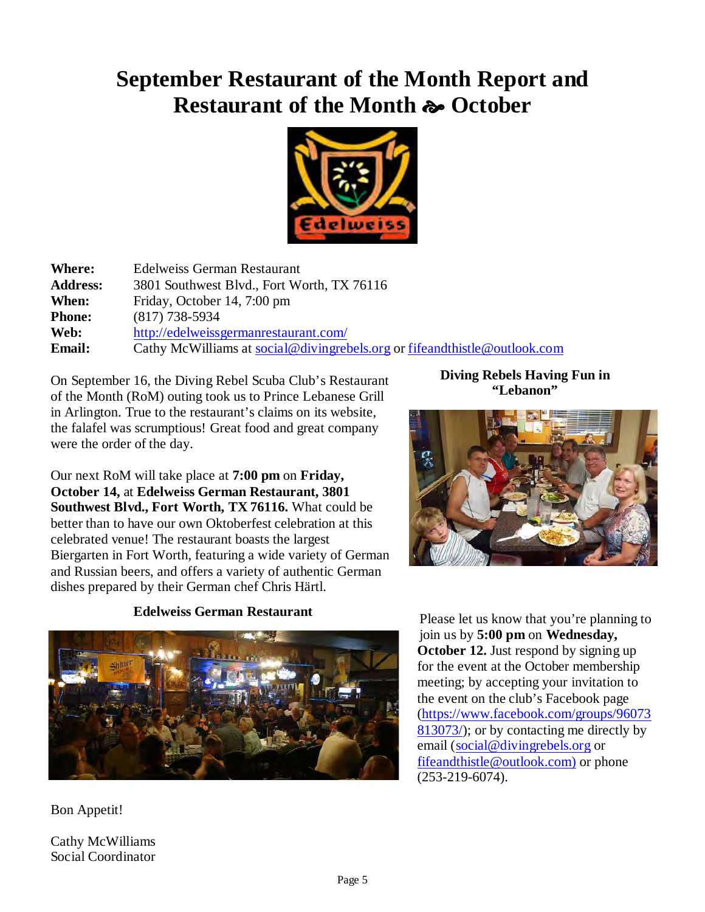# September Restaurant of the Month Report and Restaurant of the Month ☙ October

| | |
|---|---|
| **Where:** | Edelweiss German Restaurant |
| **Address:** | 3801 Southwest Blvd., Fort Worth, TX 76116 |
| **When:** | Friday, October 14, 7:00 pm |
| **Phone:** | (817) 738-5934 |
| **Web:** | http://edelweissgermanrestaurant.com/ |
| **Email:** | Cathy McWilliams at social@divingrebels.org or fifeandthistle@outlook.com |

On September 16, the Diving Rebel Scuba Club's Restaurant of the Month (RoM) outing took us to Prince Lebanese Grill in Arlington. True to the restaurant's claims on its website, the falafel was scrumptious! Great food and great company were the order of the day.

**Diving Rebels Having Fun in "Lebanon"**

Our next RoM will take place at **7:00 pm** on **Friday, October 14,** at **Edelweiss German Restaurant, 3801 Southwest Blvd., Fort Worth, TX 76116.** What could be better than to have our own Oktoberfest celebration at this celebrated venue! The restaurant boasts the largest Biergarten in Fort Worth, featuring a wide variety of German and Russian beers, and offers a variety of authentic German dishes prepared by their German chef Chris Härtl.

**Edelweiss German Restaurant**

Please let us know that you're planning to join us by **5:00 pm** on **Wednesday, October 12.** Just respond by signing up for the event at the October membership meeting; by accepting your invitation to the event on the club's Facebook page (https://www.facebook.com/groups/96073813073/); or by contacting me directly by email (social@divingrebels.org or fifeandthistle@outlook.com) or phone (253-219-6074).

Bon Appetit!

Cathy McWilliams
Social Coordinator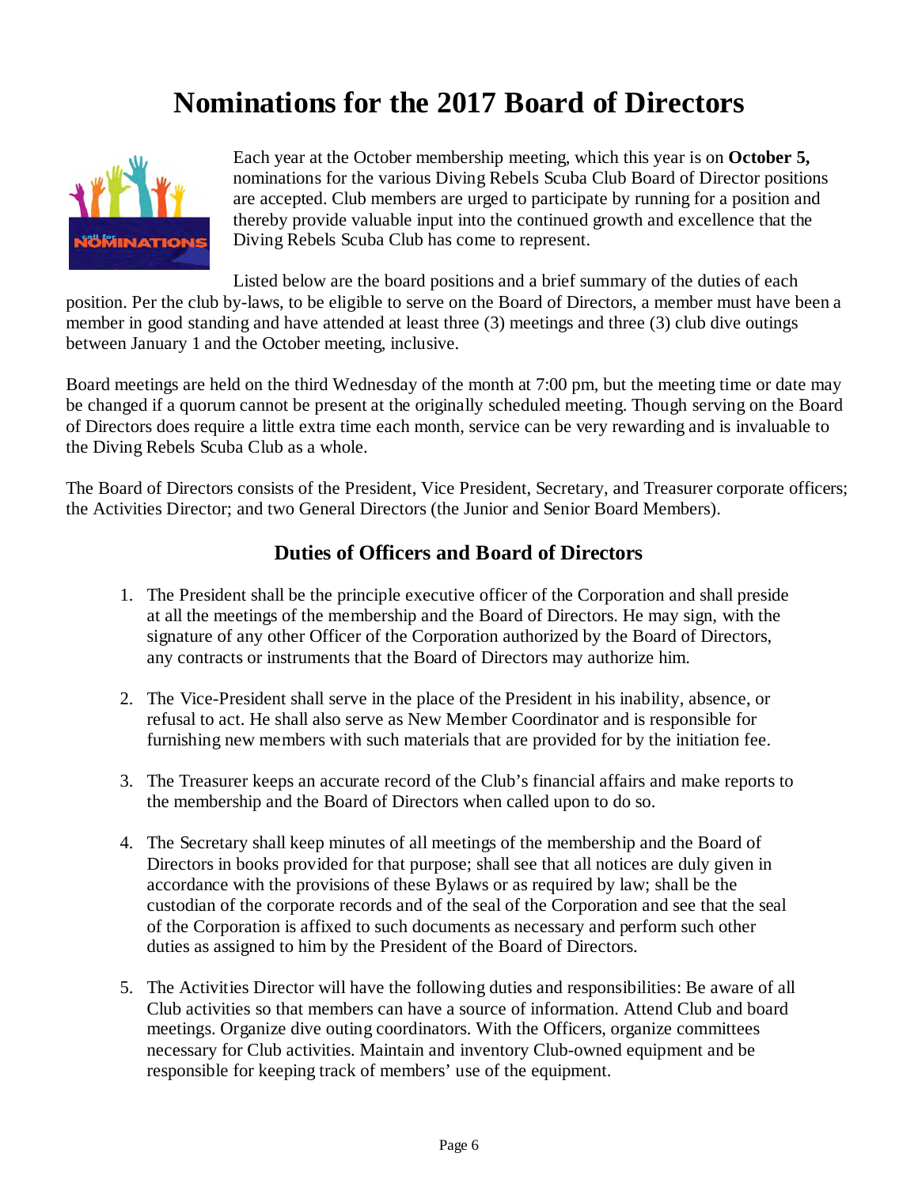# Nominations for the 2017 Board of Directors

Each year at the October membership meeting, which this year is on **October 5,** nominations for the various Diving Rebels Scuba Club Board of Director positions are accepted. Club members are urged to participate by running for a position and thereby provide valuable input into the continued growth and excellence that the Diving Rebels Scuba Club has come to represent.

Listed below are the board positions and a brief summary of the duties of each position. Per the club by-laws, to be eligible to serve on the Board of Directors, a member must have been a member in good standing and have attended at least three (3) meetings and three (3) club dive outings between January 1 and the October meeting, inclusive.

Board meetings are held on the third Wednesday of the month at 7:00 pm, but the meeting time or date may be changed if a quorum cannot be present at the originally scheduled meeting. Though serving on the Board of Directors does require a little extra time each month, service can be very rewarding and is invaluable to the Diving Rebels Scuba Club as a whole.

The Board of Directors consists of the President, Vice President, Secretary, and Treasurer corporate officers; the Activities Director; and two General Directors (the Junior and Senior Board Members).

### Duties of Officers and Board of Directors

1. The President shall be the principle executive officer of the Corporation and shall preside at all the meetings of the membership and the Board of Directors. He may sign, with the signature of any other Officer of the Corporation authorized by the Board of Directors, any contracts or instruments that the Board of Directors may authorize him.

2. The Vice-President shall serve in the place of the President in his inability, absence, or refusal to act. He shall also serve as New Member Coordinator and is responsible for furnishing new members with such materials that are provided for by the initiation fee.

3. The Treasurer keeps an accurate record of the Club's financial affairs and make reports to the membership and the Board of Directors when called upon to do so.

4. The Secretary shall keep minutes of all meetings of the membership and the Board of Directors in books provided for that purpose; shall see that all notices are duly given in accordance with the provisions of these Bylaws or as required by law; shall be the custodian of the corporate records and of the seal of the Corporation and see that the seal of the Corporation is affixed to such documents as necessary and perform such other duties as assigned to him by the President of the Board of Directors.

5. The Activities Director will have the following duties and responsibilities: Be aware of all Club activities so that members can have a source of information. Attend Club and board meetings. Organize dive outing coordinators. With the Officers, organize committees necessary for Club activities. Maintain and inventory Club-owned equipment and be responsible for keeping track of members' use of the equipment.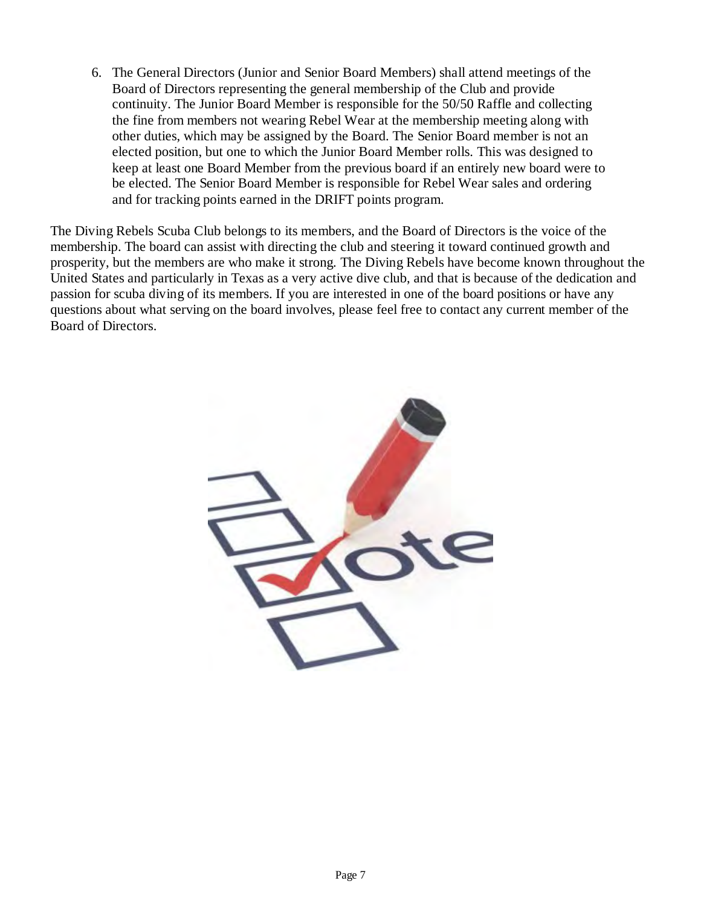6. The General Directors (Junior and Senior Board Members) shall attend meetings of the Board of Directors representing the general membership of the Club and provide continuity. The Junior Board Member is responsible for the 50/50 Raffle and collecting the fine from members not wearing Rebel Wear at the membership meeting along with other duties, which may be assigned by the Board. The Senior Board member is not an elected position, but one to which the Junior Board Member rolls. This was designed to keep at least one Board Member from the previous board if an entirely new board were to be elected. The Senior Board Member is responsible for Rebel Wear sales and ordering and for tracking points earned in the DRIFT points program.

The Diving Rebels Scuba Club belongs to its members, and the Board of Directors is the voice of the membership. The board can assist with directing the club and steering it toward continued growth and prosperity, but the members are who make it strong. The Diving Rebels have become known throughout the United States and particularly in Texas as a very active dive club, and that is because of the dedication and passion for scuba diving of its members. If you are interested in one of the board positions or have any questions about what serving on the board involves, please feel free to contact any current member of the Board of Directors.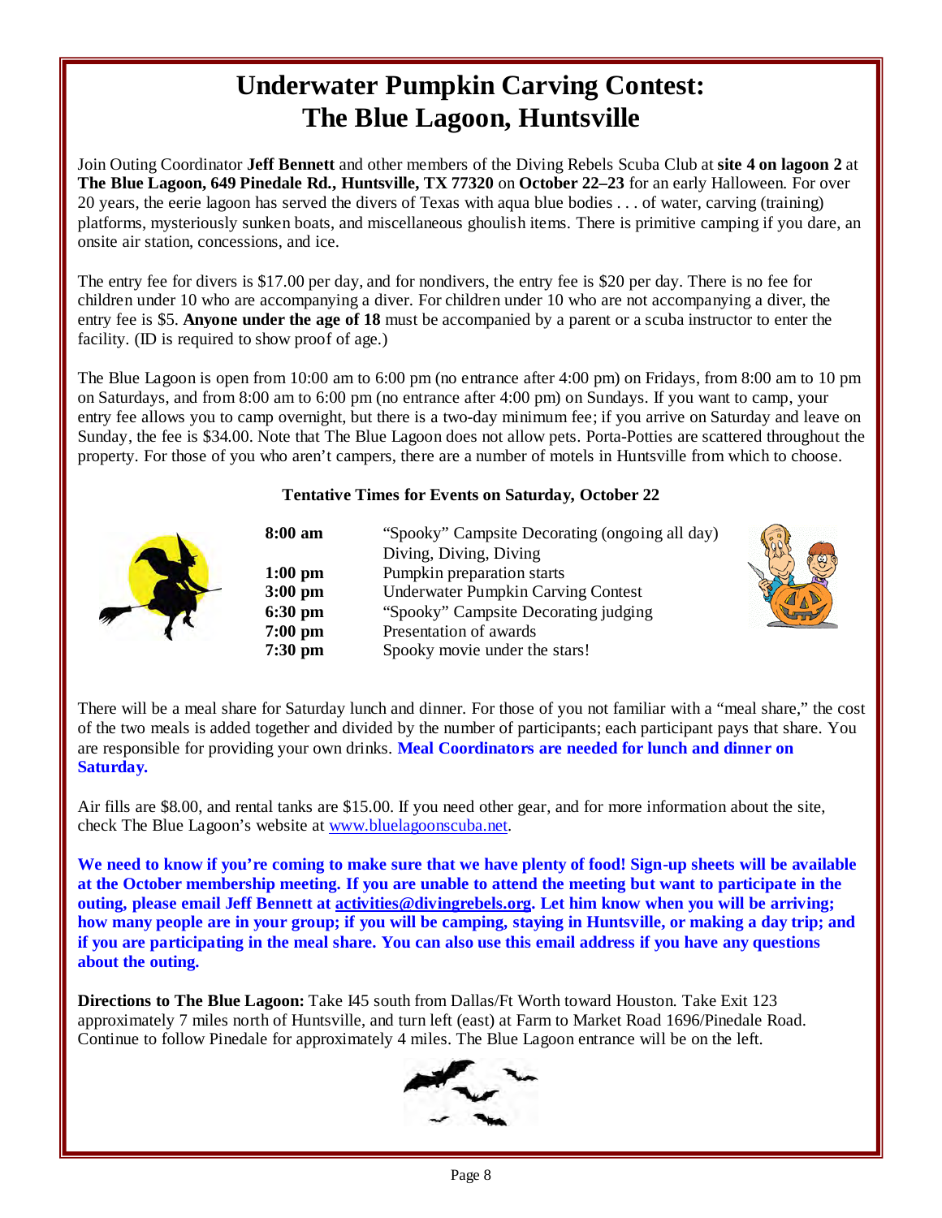# Underwater Pumpkin Carving Contest: The Blue Lagoon, Huntsville

Join Outing Coordinator **Jeff Bennett** and other members of the Diving Rebels Scuba Club at **site 4 on lagoon 2** at **The Blue Lagoon, 649 Pinedale Rd., Huntsville, TX 77320** on **October 22–23** for an early Halloween. For over 20 years, the eerie lagoon has served the divers of Texas with aqua blue bodies . . . of water, carving (training) platforms, mysteriously sunken boats, and miscellaneous ghoulish items. There is primitive camping if you dare, an onsite air station, concessions, and ice.

The entry fee for divers is $17.00 per day, and for nondivers, the entry fee is $20 per day. There is no fee for children under 10 who are accompanying a diver. For children under 10 who are not accompanying a diver, the entry fee is $5. **Anyone under the age of 18** must be accompanied by a parent or a scuba instructor to enter the facility. (ID is required to show proof of age.)

The Blue Lagoon is open from 10:00 am to 6:00 pm (no entrance after 4:00 pm) on Fridays, from 8:00 am to 10 pm on Saturdays, and from 8:00 am to 6:00 pm (no entrance after 4:00 pm) on Sundays. If you want to camp, your entry fee allows you to camp overnight, but there is a two-day minimum fee; if you arrive on Saturday and leave on Sunday, the fee is $34.00. Note that The Blue Lagoon does not allow pets. Porta-Potties are scattered throughout the property. For those of you who aren't campers, there are a number of motels in Huntsville from which to choose.

**Tentative Times for Events on Saturday, October 22**

| | |
|---|---|
| **8:00 am** | "Spooky" Campsite Decorating (ongoing all day) Diving, Diving, Diving |
| **1:00 pm** | Pumpkin preparation starts |
| **3:00 pm** | Underwater Pumpkin Carving Contest |
| **6:30 pm** | "Spooky" Campsite Decorating judging |
| **7:00 pm** | Presentation of awards |
| **7:30 pm** | Spooky movie under the stars! |

There will be a meal share for Saturday lunch and dinner. For those of you not familiar with a "meal share," the cost of the two meals is added together and divided by the number of participants; each participant pays that share. You are responsible for providing your own drinks. **Meal Coordinators are needed for lunch and dinner on Saturday.**

Air fills are $8.00, and rental tanks are $15.00. If you need other gear, and for more information about the site, check The Blue Lagoon's website at www.bluelagoonscuba.net.

**We need to know if you're coming to make sure that we have plenty of food! Sign-up sheets will be available at the October membership meeting. If you are unable to attend the meeting but want to participate in the outing, please email Jeff Bennett at activities@divingrebels.org. Let him know when you will be arriving; how many people are in your group; if you will be camping, staying in Huntsville, or making a day trip; and if you are participating in the meal share. You can also use this email address if you have any questions about the outing.**

**Directions to The Blue Lagoon:** Take I45 south from Dallas/Ft Worth toward Houston. Take Exit 123 approximately 7 miles north of Huntsville, and turn left (east) at Farm to Market Road 1696/Pinedale Road. Continue to follow Pinedale for approximately 4 miles. The Blue Lagoon entrance will be on the left.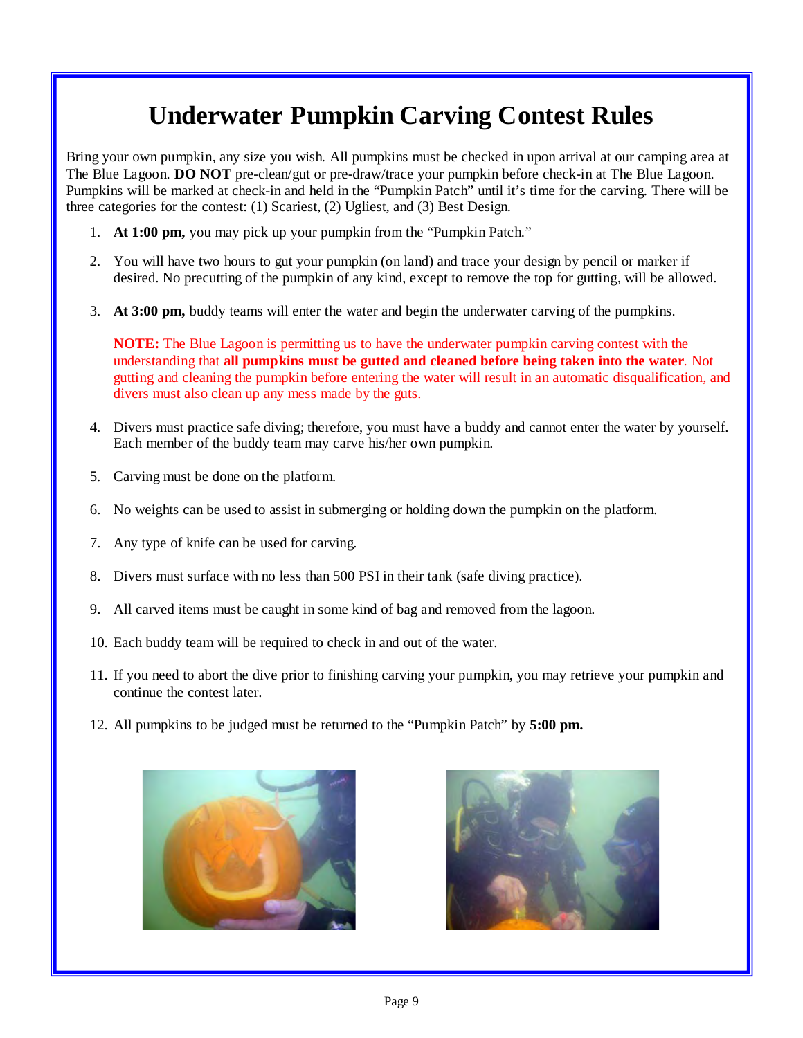# Underwater Pumpkin Carving Contest Rules

Bring your own pumpkin, any size you wish. All pumpkins must be checked in upon arrival at our camping area at The Blue Lagoon. **DO NOT** pre-clean/gut or pre-draw/trace your pumpkin before check-in at The Blue Lagoon. Pumpkins will be marked at check-in and held in the "Pumpkin Patch" until it's time for the carving. There will be three categories for the contest: (1) Scariest, (2) Ugliest, and (3) Best Design.

1. **At 1:00 pm,** you may pick up your pumpkin from the "Pumpkin Patch."
2. You will have two hours to gut your pumpkin (on land) and trace your design by pencil or marker if desired. No precutting of the pumpkin of any kind, except to remove the top for gutting, will be allowed.
3. **At 3:00 pm,** buddy teams will enter the water and begin the underwater carving of the pumpkins.

   **NOTE:** The Blue Lagoon is permitting us to have the underwater pumpkin carving contest with the understanding that **all pumpkins must be gutted and cleaned before being taken into the water**. Not gutting and cleaning the pumpkin before entering the water will result in an automatic disqualification, and divers must also clean up any mess made by the guts.

4. Divers must practice safe diving; therefore, you must have a buddy and cannot enter the water by yourself. Each member of the buddy team may carve his/her own pumpkin.
5. Carving must be done on the platform.
6. No weights can be used to assist in submerging or holding down the pumpkin on the platform.
7. Any type of knife can be used for carving.
8. Divers must surface with no less than 500 PSI in their tank (safe diving practice).
9. All carved items must be caught in some kind of bag and removed from the lagoon.
10. Each buddy team will be required to check in and out of the water.
11. If you need to abort the dive prior to finishing carving your pumpkin, you may retrieve your pumpkin and continue the contest later.
12. All pumpkins to be judged must be returned to the "Pumpkin Patch" by **5:00 pm.**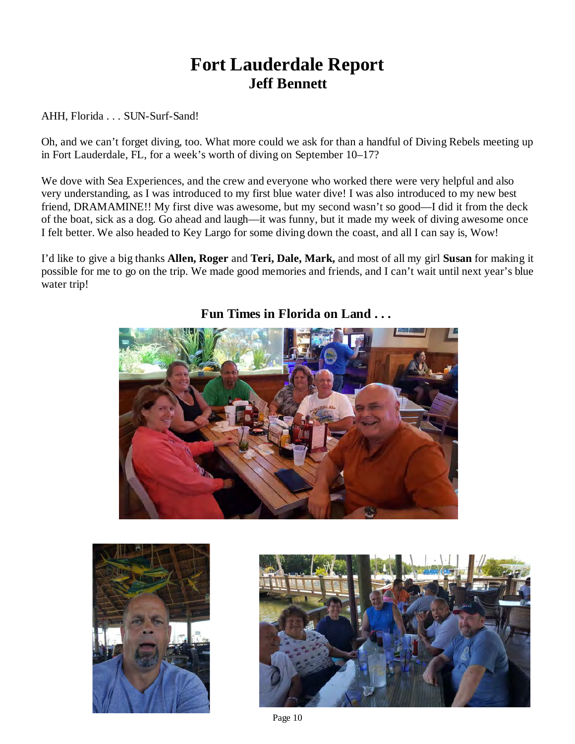# Fort Lauderdale Report

## Jeff Bennett

AHH, Florida . . . SUN-Surf-Sand!

Oh, and we can't forget diving, too. What more could we ask for than a handful of Diving Rebels meeting up in Fort Lauderdale, FL, for a week's worth of diving on September 10–17?

We dove with Sea Experiences, and the crew and everyone who worked there were very helpful and also very understanding, as I was introduced to my first blue water dive! I was also introduced to my new best friend, DRAMAMINE!! My first dive was awesome, but my second wasn't so good—I did it from the deck of the boat, sick as a dog. Go ahead and laugh—it was funny, but it made my week of diving awesome once I felt better. We also headed to Key Largo for some diving down the coast, and all I can say is, Wow!

I'd like to give a big thanks **Allen, Roger** and **Teri, Dale, Mark,** and most of all my girl **Susan** for making it possible for me to go on the trip. We made good memories and friends, and I can't wait until next year's blue water trip!

### Fun Times in Florida on Land . . .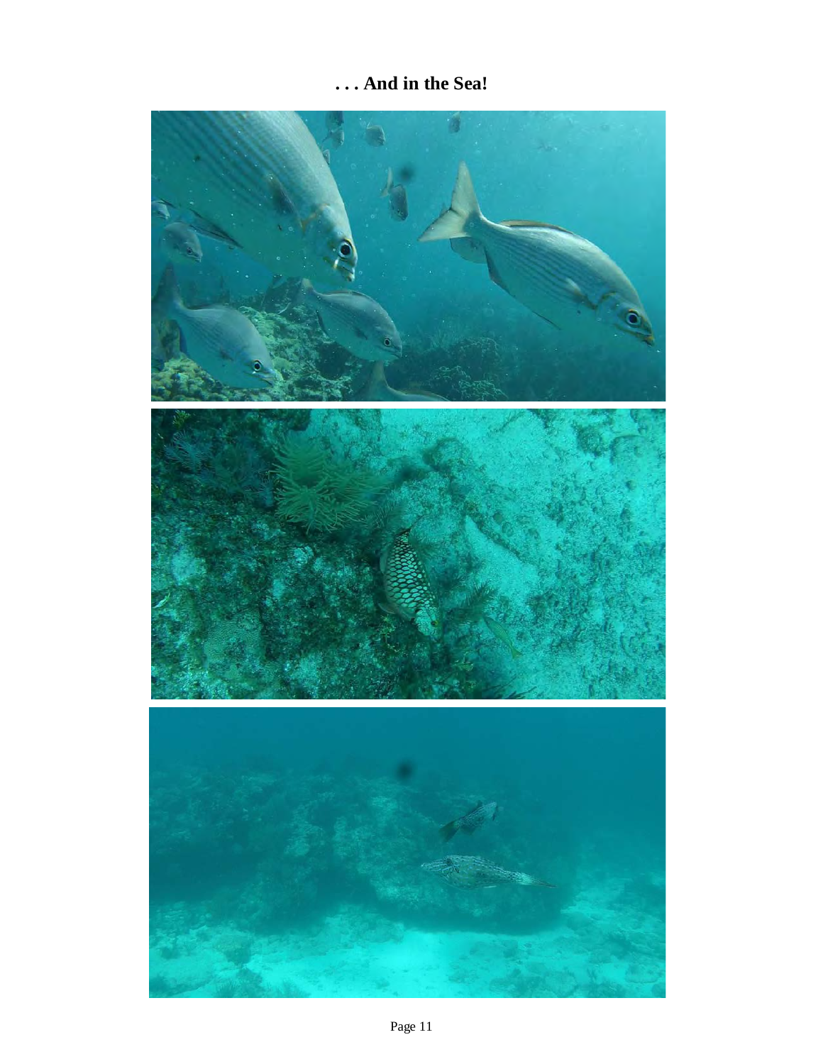# . . . And in the Sea!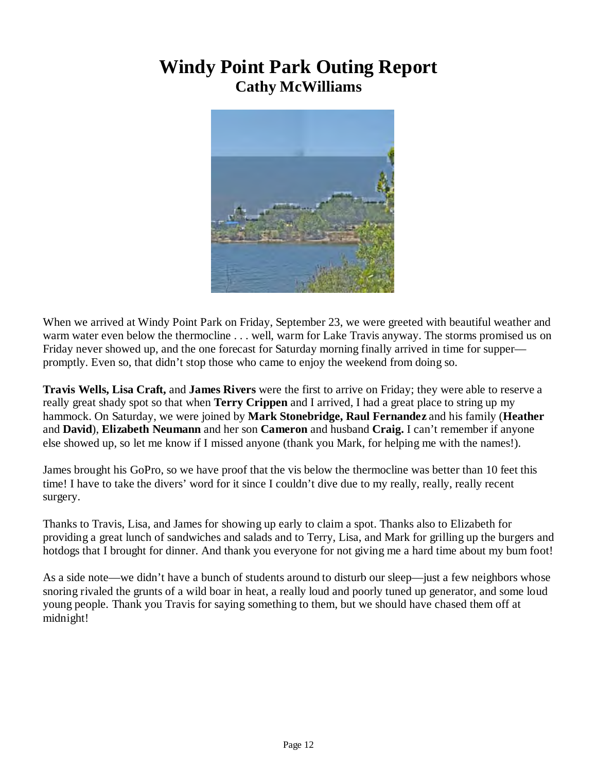# Windy Point Park Outing Report

## Cathy McWilliams

When we arrived at Windy Point Park on Friday, September 23, we were greeted with beautiful weather and warm water even below the thermocline . . . well, warm for Lake Travis anyway. The storms promised us on Friday never showed up, and the one forecast for Saturday morning finally arrived in time for supper—promptly. Even so, that didn't stop those who came to enjoy the weekend from doing so.

**Travis Wells, Lisa Craft,** and **James Rivers** were the first to arrive on Friday; they were able to reserve a really great shady spot so that when **Terry Crippen** and I arrived, I had a great place to string up my hammock. On Saturday, we were joined by **Mark Stonebridge, Raul Fernandez** and his family (**Heather** and **David**), **Elizabeth Neumann** and her son **Cameron** and husband **Craig.** I can't remember if anyone else showed up, so let me know if I missed anyone (thank you Mark, for helping me with the names!).

James brought his GoPro, so we have proof that the vis below the thermocline was better than 10 feet this time! I have to take the divers' word for it since I couldn't dive due to my really, really, really recent surgery.

Thanks to Travis, Lisa, and James for showing up early to claim a spot. Thanks also to Elizabeth for providing a great lunch of sandwiches and salads and to Terry, Lisa, and Mark for grilling up the burgers and hotdogs that I brought for dinner. And thank you everyone for not giving me a hard time about my bum foot!

As a side note—we didn't have a bunch of students around to disturb our sleep—just a few neighbors whose snoring rivaled the grunts of a wild boar in heat, a really loud and poorly tuned up generator, and some loud young people. Thank you Travis for saying something to them, but we should have chased them off at midnight!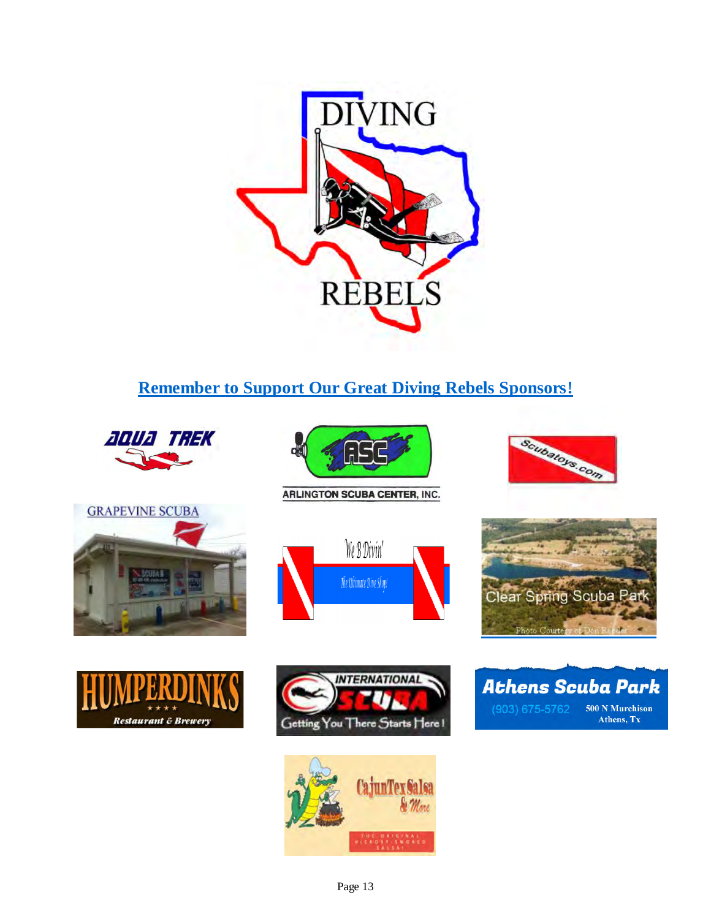## Remember to Support Our Great Diving Rebels Sponsors!